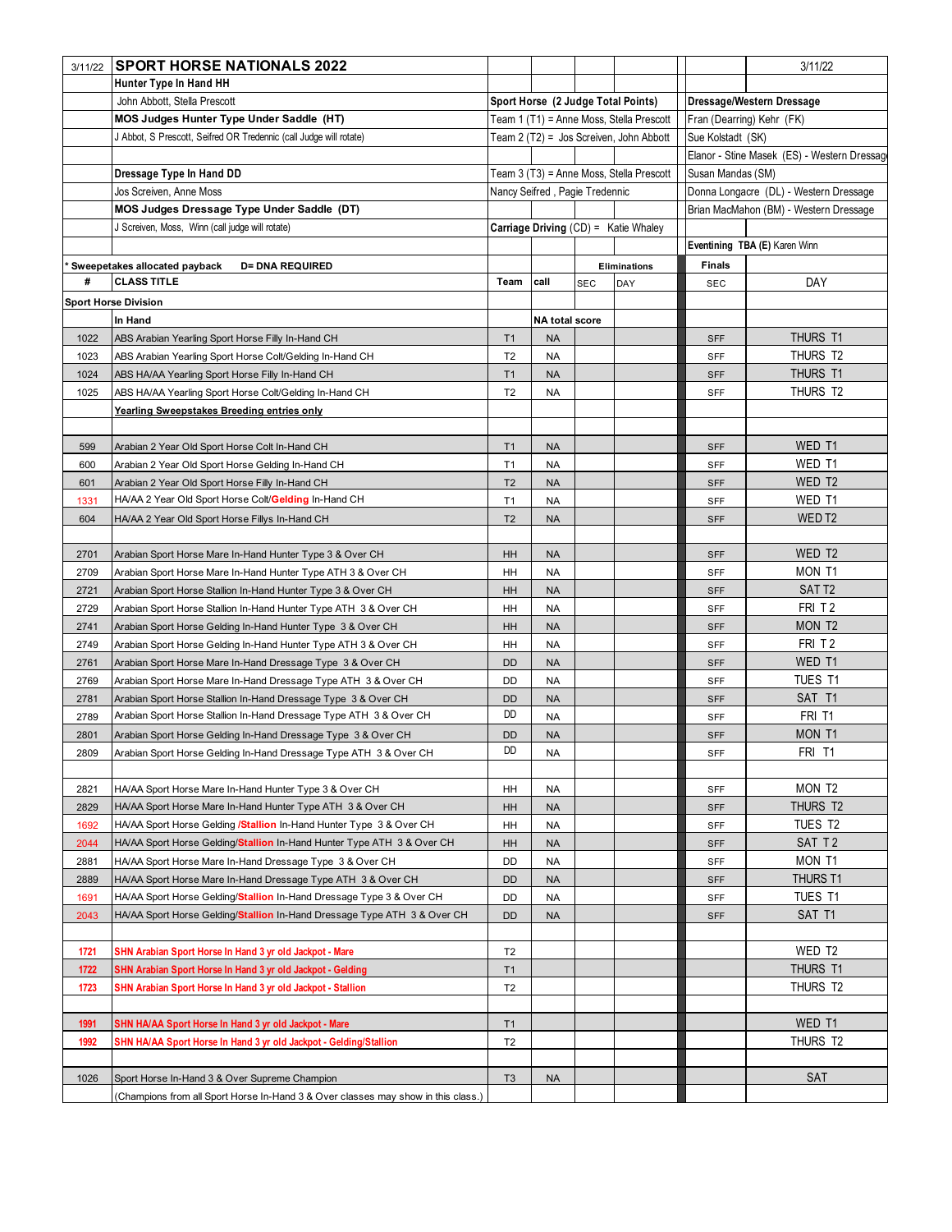# SPORT HORSE NATIONALS 2022

3/11/22

**Hunter Type In Hand HH**
John Abbott, Stella Prescott

**MOS Judges Hunter Type Under Saddle (HT)**
J Abbot, S Prescott, Seifred OR Tredennic (call Judge will rotate)

**Dressage Type In Hand DD**
Jos Screiven, Anne Moss

**MOS Judges Dressage Type Under Saddle (DT)**
J Screiven, Moss, Winn (call judge will rotate)

**Sport Horse (2 Judge Total Points)**
Team 1 (T1) = Anne Moss, Stella Prescott
Team 2 (T2) = Jos Screiven, John Abbott
Team 3 (T3) = Anne Moss, Stella Prescott
Nancy Seifred , Pagie Tredennic

**Carriage Driving** (CD) = Katie Whaley

**Dressage/Western Dressage**
Fran (Dearring) Kehr (FK)
Sue Kolstadt (SK)
Elanor - Stine Masek (ES) - Western Dressage
Susan Mandas (SM)
Donna Longacre (DL) - Western Dressage
Brian MacMahon (BM) - Western Dressage

**Eventining TBA (E)** Karen Winn

\* **Sweepetakes allocated payback** **D= DNA REQUIRED**

| # | CLASS TITLE | Team | call | Eliminations SEC | Eliminations DAY | Finals SEC | DAY |
|---|---|---|---|---|---|---|---|
| **Sport Horse Division** | | | | | | | |
| | **In Hand** | | **NA total score** | | | | |
| 1022 | ABS Arabian Yearling Sport Horse Filly In-Hand CH | T1 | NA | | | SFF | THURS T1 |
| 1023 | ABS Arabian Yearling Sport Horse Colt/Gelding In-Hand CH | T2 | NA | | | SFF | THURS T2 |
| 1024 | ABS HA/AA Yearling Sport Horse Filly In-Hand CH | T1 | NA | | | SFF | THURS T1 |
| 1025 | ABS HA/AA Yearling Sport Horse Colt/Gelding In-Hand CH | T2 | NA | | | SFF | THURS T2 |
| | **Yearling Sweepstakes Breeding entries only** | | | | | | |
| | | | | | | | |
| 599 | Arabian 2 Year Old Sport Horse Colt In-Hand CH | T1 | NA | | | SFF | WED T1 |
| 600 | Arabian 2 Year Old Sport Horse Gelding In-Hand CH | T1 | NA | | | SFF | WED T1 |
| 601 | Arabian 2 Year Old Sport Horse Filly In-Hand CH | T2 | NA | | | SFF | WED T2 |
| 1331 | HA/AA 2 Year Old Sport Horse Colt/**Gelding** In-Hand CH | T1 | NA | | | SFF | WED T1 |
| 604 | HA/AA 2 Year Old Sport Horse Fillys In-Hand CH | T2 | NA | | | SFF | WED T2 |
| | | | | | | | |
| 2701 | Arabian Sport Horse Mare In-Hand Hunter Type 3 & Over CH | HH | NA | | | SFF | WED T2 |
| 2709 | Arabian Sport Horse Mare In-Hand Hunter Type ATH 3 & Over CH | HH | NA | | | SFF | MON T1 |
| 2721 | Arabian Sport Horse Stallion In-Hand Hunter Type 3 & Over CH | HH | NA | | | SFF | SAT T2 |
| 2729 | Arabian Sport Horse Stallion In-Hand Hunter Type ATH 3 & Over CH | HH | NA | | | SFF | FRI T2 |
| 2741 | Arabian Sport Horse Gelding In-Hand Hunter Type 3 & Over CH | HH | NA | | | SFF | MON T2 |
| 2749 | Arabian Sport Horse Gelding In-Hand Hunter Type ATH 3 & Over CH | HH | NA | | | SFF | FRI T2 |
| 2761 | Arabian Sport Horse Mare In-Hand Dressage Type 3 & Over CH | DD | NA | | | SFF | WED T1 |
| 2769 | Arabian Sport Horse Mare In-Hand Dressage Type ATH 3 & Over CH | DD | NA | | | SFF | TUES T1 |
| 2781 | Arabian Sport Horse Stallion In-Hand Dressage Type 3 & Over CH | DD | NA | | | SFF | SAT T1 |
| 2789 | Arabian Sport Horse Stallion In-Hand Dressage Type ATH 3 & Over CH | DD | NA | | | SFF | FRI T1 |
| 2801 | Arabian Sport Horse Gelding In-Hand Dressage Type 3 & Over CH | DD | NA | | | SFF | MON T1 |
| 2809 | Arabian Sport Horse Gelding In-Hand Dressage Type ATH 3 & Over CH | DD | NA | | | SFF | FRI T1 |
| | | | | | | | |
| 2821 | HA/AA Sport Horse Mare In-Hand Hunter Type 3 & Over CH | HH | NA | | | SFF | MON T2 |
| 2829 | HA/AA Sport Horse Mare In-Hand Hunter Type ATH 3 & Over CH | HH | NA | | | SFF | THURS T2 |
| 1692 | HA/AA Sport Horse Gelding **/Stallion** In-Hand Hunter Type 3 & Over CH | HH | NA | | | SFF | TUES T2 |
| 2044 | HA/AA Sport Horse Gelding/**Stallion** In-Hand Hunter Type ATH 3 & Over CH | HH | NA | | | SFF | SAT T2 |
| 2881 | HA/AA Sport Horse Mare In-Hand Dressage Type 3 & Over CH | DD | NA | | | SFF | MON T1 |
| 2889 | HA/AA Sport Horse Mare In-Hand Dressage Type ATH 3 & Over CH | DD | NA | | | SFF | THURS T1 |
| 1691 | HA/AA Sport Horse Gelding/**Stallion** In-Hand Dressage Type 3 & Over CH | DD | NA | | | SFF | TUES T1 |
| 2043 | HA/AA Sport Horse Gelding/**Stallion** In-Hand Dressage Type ATH 3 & Over CH | DD | NA | | | SFF | SAT T1 |
| | | | | | | | |
| **1721** | **SHN Arabian Sport Horse In Hand 3 yr old Jackpot - Mare** | T2 | | | | | WED T2 |
| **1722** | **SHN Arabian Sport Horse In Hand 3 yr old Jackpot - Gelding** | T1 | | | | | THURS T1 |
| **1723** | **SHN Arabian Sport Horse In Hand 3 yr old Jackpot - Stallion** | T2 | | | | | THURS T2 |
| | | | | | | | |
| **1991** | **SHN HA/AA Sport Horse In Hand 3 yr old Jackpot - Mare** | T1 | | | | | WED T1 |
| **1992** | **SHN HA/AA Sport Horse In Hand 3 yr old Jackpot - Gelding/Stallion** | T2 | | | | | THURS T2 |
| | | | | | | | |
| 1026 | Sport Horse In-Hand 3 & Over Supreme Champion | T3 | NA | | | | SAT |
| | (Champions from all Sport Horse In-Hand 3 & Over classes may show in this class.) | | | | | | |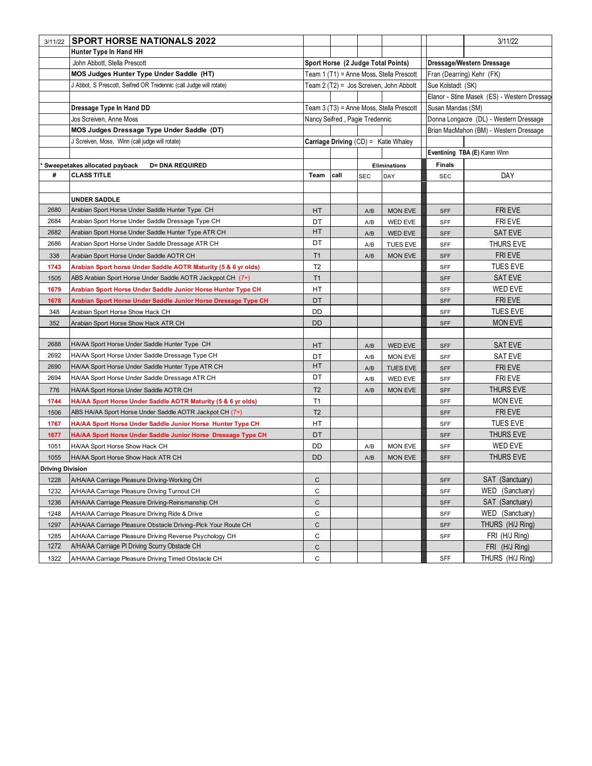| 3/11/22 | **SPORT HORSE NATIONALS 2022** | | | | | | | 3/11/22 |
|---|---|---|---|---|---|---|---|---|
| | **Hunter Type In Hand HH** | | | | | | | |
| | John Abbott, Stella Prescott | **Sport Horse (2 Judge Total Points)** | | | | | **Dressage/Western Dressage** | |
| | **MOS Judges Hunter Type Under Saddle (HT)** | Team 1 (T1) = Anne Moss, Stella Prescott | | | | | Fran (Dearring) Kehr (FK) | |
| | J Abbot, S Prescott, Seifred OR Tredennic (call Judge will rotate) | Team 2 (T2) = Jos Screiven, John Abbott | | | | | Sue Kolstadt (SK) | |
| | | | | | | | Elanor - Stine Masek (ES) - Western Dressage | |
| | **Dressage Type In Hand DD** | Team 3 (T3) = Anne Moss, Stella Prescott | | | | | Susan Mandas (SM) | |
| | Jos Screiven, Anne Moss | Nancy Seifred , Pagie Tredennic | | | | | Donna Longacre (DL) - Western Dressage | |
| | **MOS Judges Dressage Type Under Saddle (DT)** | | | | | | Brian MacMahon (BM) - Western Dressage | |
| | J Screiven, Moss, Winn (call judge will rotate) | **Carriage Driving** (CD) = Katie Whaley | | | | | | |
| | | | | | | | **Eventining TBA (E)** Karen Winn | |
| * **Sweepetakes allocated payback** | **D= DNA REQUIRED** | | | **Eliminations** | | | **Finals** | |
| **#** | **CLASS TITLE** | **Team** | **call** | SEC | DAY | | SEC | DAY |
| | | | | | | | | |
| | **UNDER SADDLE** | | | | | | | |
| 2680 | Arabian Sport Horse Under Saddle Hunter Type CH | HT | | A/B | MON EVE | | SFF | FRI EVE |
| 2684 | Arabian Sport Horse Under Saddle Dressage Type CH | DT | | A/B | WED EVE | | SFF | FRI EVE |
| 2682 | Arabian Sport Horse Under Saddle Hunter Type ATR CH | HT | | A/B | WED EVE | | SFF | SAT EVE |
| 2686 | Arabian Sport Horse Under Saddle Dressage ATR CH | DT | | A/B | TUES EVE | | SFF | THURS EVE |
| 338 | Arabian Sport Horse Under Saddle AOTR CH | T1 | | A/B | MON EVE | | SFF | FRI EVE |
| **1743** | **Arabian Sport horse Under Saddle AOTR Maturity (5 & 6 yr olds)** | T2 | | | | | SFF | TUES EVE |
| 1505 | ABS Arabian Sport Horse Under Saddle AOTR Jackppot CH (7+) | T1 | | | | | SFF | SAT EVE |
| **1679** | **Arabian Sport Horse Under Saddle Junior Horse Hunter Type CH** | HT | | | | | SFF | WED EVE |
| **1678** | **Arabian Sport Horse Under Saddle Junior Horse Dressage Type CH** | DT | | | | | SFF | FRI EVE |
| 348 | Arabian Sport Horse Show Hack CH | DD | | | | | SFF | TUES EVE |
| 352 | Arabian Sport Horse Show Hack ATR CH | DD | | | | | SFF | MON EVE |
| | | | | | | | | |
| 2688 | HA/AA Sport Horse Under Saddle Hunter Type CH | HT | | A/B | WED EVE | | SFF | SAT EVE |
| 2692 | HA/AA Sport Horse Under Saddle Dressage Type CH | DT | | A/B | MON EVE | | SFF | SAT EVE |
| 2690 | HA/AA Sport Horse Under Saddle Hunter Type ATR CH | HT | | A/B | TUES EVE | | SFF | FRI EVE |
| 2694 | HA/AA Sport Horse Under Saddle Dressage ATR CH | DT | | A/B | WED EVE | | SFF | FRI EVE |
| 776 | HA/AA Sport Horse Under Saddle AOTR CH | T2 | | A/B | MON EVE | | SFF | THURS EVE |
| **1744** | **HA/AA Sport Horse Under Saddle AOTR Maturity (5 & 6 yr olds)** | T1 | | | | | SFF | MON EVE |
| 1506 | ABS HA/AA Sport Horse Under Saddle AOTR Jackpot CH (7+) | T2 | | | | | SFF | FRI EVE |
| **1767** | **HA/AA Sport Horse Under Saddle Junior Horse Hunter Type CH** | HT | | | | | SFF | TUES EVE |
| **1677** | **HA/AA Sport Horse Under Saddle Junior Horse Dressage Type CH** | DT | | | | | SFF | THURS EVE |
| 1051 | HA/AA Sport Horse Show Hack CH | DD | | A/B | MON EVE | | SFF | WED EVE |
| 1055 | HA/AA Sport Horse Show Hack ATR CH | DD | | A/B | MON EVE | | SFF | THURS EVE |
| **Driving Division** | | | | | | | | |
| 1228 | A/HA/AA Carriage Pleasure Driving-Working CH | C | | | | | SFF | SAT (Sanctuary) |
| 1232 | A/HA/AA Carriage Pleasure Driving Turnout CH | C | | | | | SFF | WED (Sanctuary) |
| 1236 | A/HA/AA Carriage Pleasure Driving-Reinsmanship CH | C | | | | | SFF | SAT (Sanctuary) |
| 1248 | A/HA/AA Carriage Pleasure Driving Ride & Drive | C | | | | | SFF | WED (Sanctuary) |
| 1297 | A/HA/AA Carriage Pleasure Obstacle Driving–Pick Your Route CH | C | | | | | SFF | THURS (H/J Ring) |
| 1285 | A/HA/AA Carriage Pleasure Driving Reverse Psychology CH | C | | | | | SFF | FRI (H/J Ring) |
| 1272 | A/HA/AA Carriage Pl Driving Scurry Obstacle CH | C | | | | | | FRI (H/J Ring) |
| 1322 | A/HA/AA Carriage Pleasure Driving Timed Obstacle CH | C | | | | | SFF | THURS (H/J Ring) |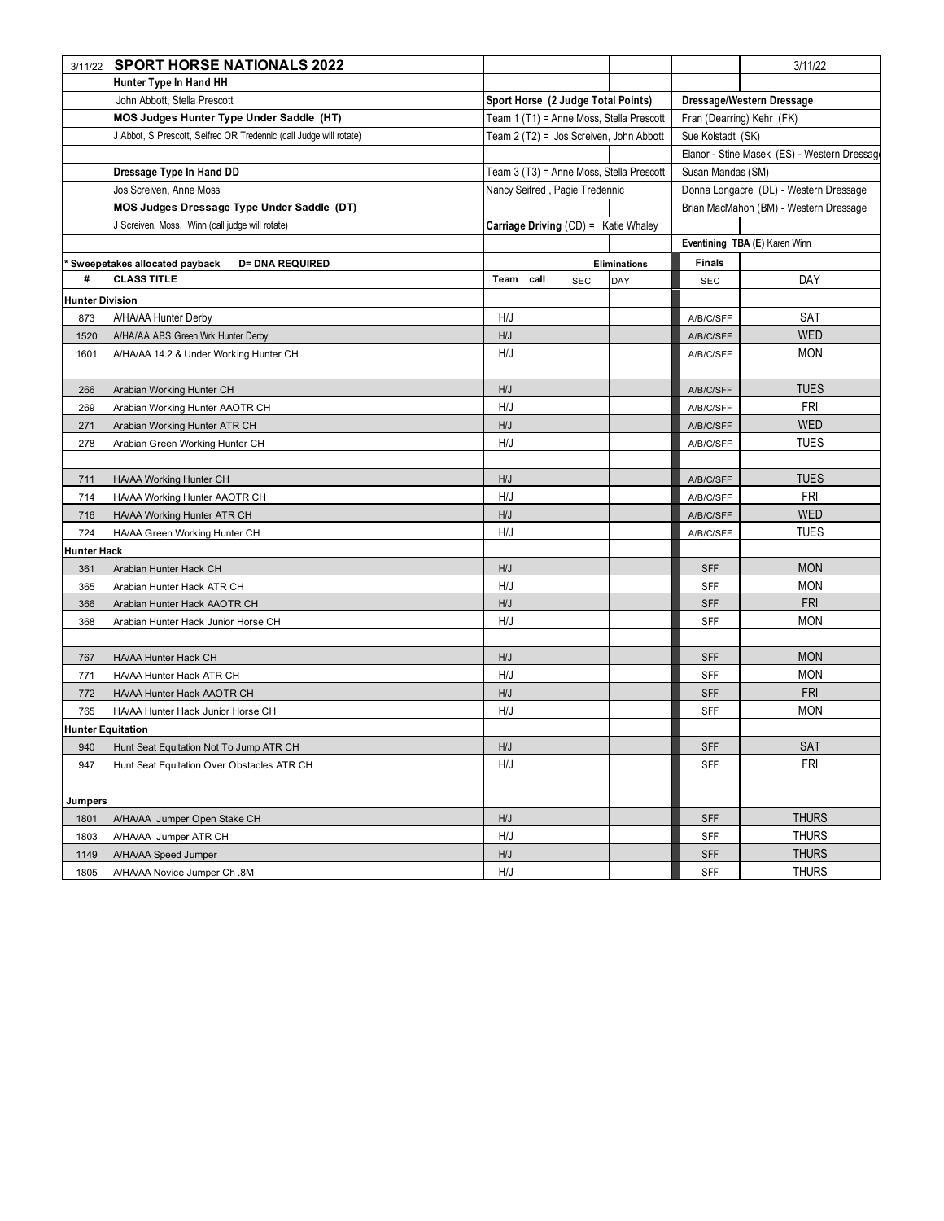| 3/11/22 | **SPORT HORSE NATIONALS 2022** | | | | | | | 3/11/22 |
|---|---|---|---|---|---|---|---|---|
| | **Hunter Type In Hand HH** | | | | | | | |
| | John Abbott, Stella Prescott | **Sport Horse (2 Judge Total Points)** | | | | | **Dressage/Western Dressage** | |
| | **MOS Judges Hunter Type Under Saddle (HT)** | Team 1 (T1) = Anne Moss, Stella Prescott | | | | | Fran (Dearring) Kehr (FK) | |
| | J Abbot, S Prescott, Seifred OR Tredennic (call Judge will rotate) | Team 2 (T2) = Jos Screiven, John Abbott | | | | | Sue Kolstadt (SK) | |
| | | | | | | | Elanor - Stine Masek (ES) - Western Dressage | |
| | **Dressage Type In Hand DD** | Team 3 (T3) = Anne Moss, Stella Prescott | | | | | Susan Mandas (SM) | |
| | Jos Screiven, Anne Moss | Nancy Seifred , Pagie Tredennic | | | | | Donna Longacre (DL) - Western Dressage | |
| | **MOS Judges Dressage Type Under Saddle (DT)** | | | | | | Brian MacMahon (BM) - Western Dressage | |
| | J Screiven, Moss, Winn (call judge will rotate) | **Carriage Driving** (CD) = Katie Whaley | | | | | | |
| | | | | | | | **Eventining TBA (E)** Karen Winn | |
| * **Sweepetakes allocated payback** | **D= DNA REQUIRED** | | | **Eliminations** | | | **Finals** | |
| **#** | **CLASS TITLE** | **Team** | **call** | SEC | DAY | | SEC | DAY |
| **Hunter Division** | | | | | | | | |
| 873 | A/HA/AA Hunter Derby | H/J | | | | | A/B/C/SFF | SAT |
| 1520 | A/HA/AA ABS Green Wrk Hunter Derby | H/J | | | | | A/B/C/SFF | WED |
| 1601 | A/HA/AA 14.2 & Under Working Hunter CH | H/J | | | | | A/B/C/SFF | MON |
| | | | | | | | | |
| 266 | Arabian Working Hunter CH | H/J | | | | | A/B/C/SFF | TUES |
| 269 | Arabian Working Hunter AAOTR CH | H/J | | | | | A/B/C/SFF | FRI |
| 271 | Arabian Working Hunter ATR CH | H/J | | | | | A/B/C/SFF | WED |
| 278 | Arabian Green Working Hunter CH | H/J | | | | | A/B/C/SFF | TUES |
| | | | | | | | | |
| 711 | HA/AA Working Hunter CH | H/J | | | | | A/B/C/SFF | TUES |
| 714 | HA/AA Working Hunter AAOTR CH | H/J | | | | | A/B/C/SFF | FRI |
| 716 | HA/AA Working Hunter ATR CH | H/J | | | | | A/B/C/SFF | WED |
| 724 | HA/AA Green Working Hunter CH | H/J | | | | | A/B/C/SFF | TUES |
| **Hunter Hack** | | | | | | | | |
| 361 | Arabian Hunter Hack CH | H/J | | | | | SFF | MON |
| 365 | Arabian Hunter Hack ATR CH | H/J | | | | | SFF | MON |
| 366 | Arabian Hunter Hack AAOTR CH | H/J | | | | | SFF | FRI |
| 368 | Arabian Hunter Hack Junior Horse CH | H/J | | | | | SFF | MON |
| | | | | | | | | |
| 767 | HA/AA Hunter Hack CH | H/J | | | | | SFF | MON |
| 771 | HA/AA Hunter Hack ATR CH | H/J | | | | | SFF | MON |
| 772 | HA/AA Hunter Hack AAOTR CH | H/J | | | | | SFF | FRI |
| 765 | HA/AA Hunter Hack Junior Horse CH | H/J | | | | | SFF | MON |
| **Hunter Equitation** | | | | | | | | |
| 940 | Hunt Seat Equitation Not To Jump ATR CH | H/J | | | | | SFF | SAT |
| 947 | Hunt Seat Equitation Over Obstacles ATR CH | H/J | | | | | SFF | FRI |
| | | | | | | | | |
| **Jumpers** | | | | | | | | |
| 1801 | A/HA/AA Jumper Open Stake CH | H/J | | | | | SFF | THURS |
| 1803 | A/HA/AA Jumper ATR CH | H/J | | | | | SFF | THURS |
| 1149 | A/HA/AA Speed Jumper | H/J | | | | | SFF | THURS |
| 1805 | A/HA/AA Novice Jumper Ch .8M | H/J | | | | | SFF | THURS |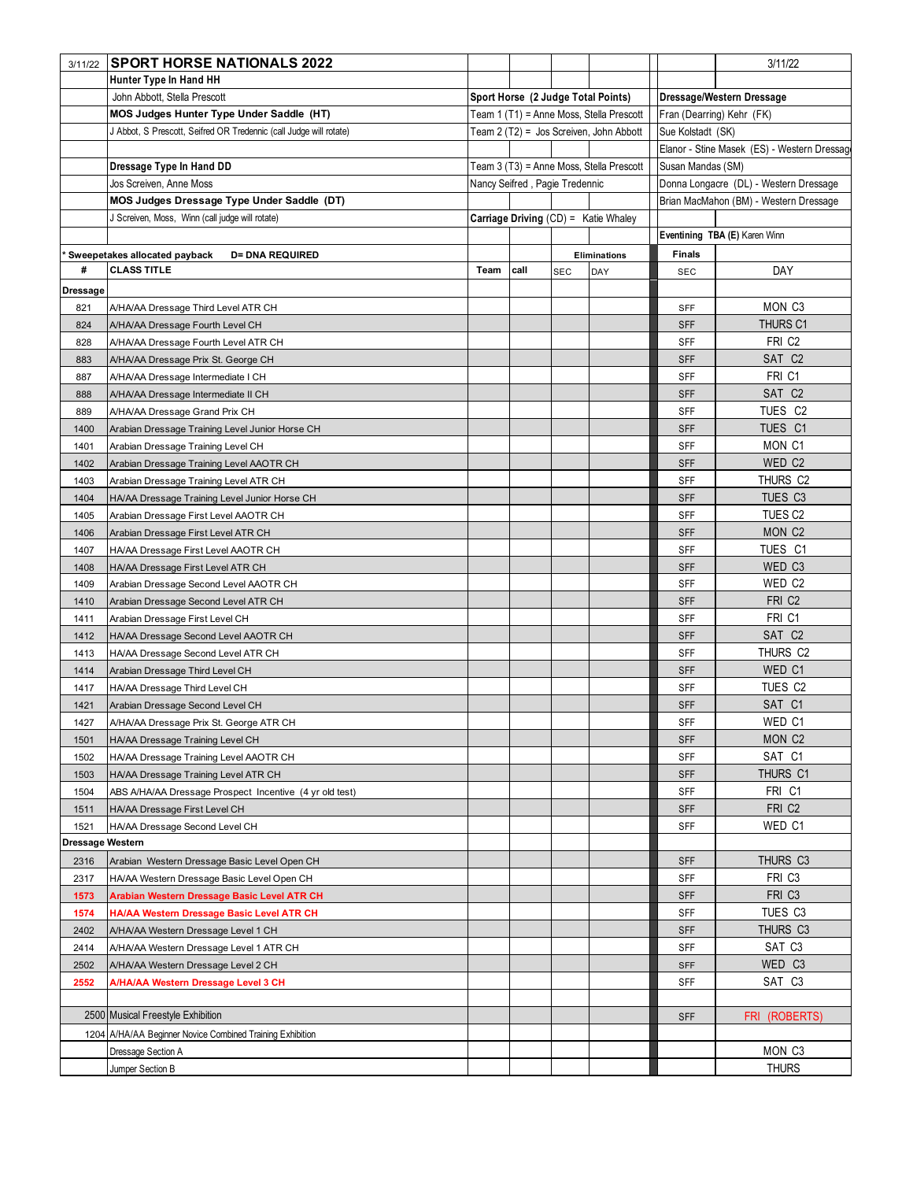| 3/11/22 | **SPORT HORSE NATIONALS 2022** | | | | | | 3/11/22 |
|---|---|---|---|---|---|---|---|
| | **Hunter Type In Hand HH** | | | | | | |
| | John Abbott, Stella Prescott | **Sport Horse (2 Judge Total Points)** | | | | **Dressage/Western Dressage** | |
| | **MOS Judges Hunter Type Under Saddle (HT)** | Team 1 (T1) = Anne Moss, Stella Prescott | | | | Fran (Dearring) Kehr (FK) | |
| | J Abbot, S Prescott, Seifred OR Tredennic (call Judge will rotate) | Team 2 (T2) = Jos Screiven, John Abbott | | | | Sue Kolstadt (SK) | |
| | | | | | | Elanor - Stine Masek (ES) - Western Dressag | |
| | **Dressage Type In Hand DD** | Team 3 (T3) = Anne Moss, Stella Prescott | | | | Susan Mandas (SM) | |
| | Jos Screiven, Anne Moss | Nancy Seifred , Pagie Tredennic | | | | Donna Longacre (DL) - Western Dressage | |
| | **MOS Judges Dressage Type Under Saddle (DT)** | | | | | Brian MacMahon (BM) - Western Dressage | |
| | J Screiven, Moss, Winn (call judge will rotate) | **Carriage Driving** (CD) = Katie Whaley | | | | | |
| | | | | | | **Eventining TBA (E)** Karen Winn | |
| * **Sweepetakes allocated payback** | **D= DNA REQUIRED** | | | **Eliminations** | | **Finals** | |
| **#** | **CLASS TITLE** | **Team** | **call** | SEC | DAY | SEC | DAY |
| **Dressage** | | | | | | | |
| 821 | A/HA/AA Dressage Third Level ATR CH | | | | | SFF | MON C3 |
| 824 | A/HA/AA Dressage Fourth Level CH | | | | | SFF | THURS C1 |
| 828 | A/HA/AA Dressage Fourth Level ATR CH | | | | | SFF | FRI C2 |
| 883 | A/HA/AA Dressage Prix St. George CH | | | | | SFF | SAT C2 |
| 887 | A/HA/AA Dressage Intermediate I CH | | | | | SFF | FRI C1 |
| 888 | A/HA/AA Dressage Intermediate II CH | | | | | SFF | SAT C2 |
| 889 | A/HA/AA Dressage Grand Prix CH | | | | | SFF | TUES C2 |
| 1400 | Arabian Dressage Training Level Junior Horse CH | | | | | SFF | TUES C1 |
| 1401 | Arabian Dressage Training Level CH | | | | | SFF | MON C1 |
| 1402 | Arabian Dressage Training Level AAOTR CH | | | | | SFF | WED C2 |
| 1403 | Arabian Dressage Training Level ATR CH | | | | | SFF | THURS C2 |
| 1404 | HA/AA Dressage Training Level Junior Horse CH | | | | | SFF | TUES C3 |
| 1405 | Arabian Dressage First Level AAOTR CH | | | | | SFF | TUES C2 |
| 1406 | Arabian Dressage First Level ATR CH | | | | | SFF | MON C2 |
| 1407 | HA/AA Dressage First Level AAOTR CH | | | | | SFF | TUES C1 |
| 1408 | HA/AA Dressage First Level ATR CH | | | | | SFF | WED C3 |
| 1409 | Arabian Dressage Second Level AAOTR CH | | | | | SFF | WED C2 |
| 1410 | Arabian Dressage Second Level ATR CH | | | | | SFF | FRI C2 |
| 1411 | Arabian Dressage First Level CH | | | | | SFF | FRI C1 |
| 1412 | HA/AA Dressage Second Level AAOTR CH | | | | | SFF | SAT C2 |
| 1413 | HA/AA Dressage Second Level ATR CH | | | | | SFF | THURS C2 |
| 1414 | Arabian Dressage Third Level CH | | | | | SFF | WED C1 |
| 1417 | HA/AA Dressage Third Level CH | | | | | SFF | TUES C2 |
| 1421 | Arabian Dressage Second Level CH | | | | | SFF | SAT C1 |
| 1427 | A/HA/AA Dressage Prix St. George ATR CH | | | | | SFF | WED C1 |
| 1501 | HA/AA Dressage Training Level CH | | | | | SFF | MON C2 |
| 1502 | HA/AA Dressage Training Level AAOTR CH | | | | | SFF | SAT C1 |
| 1503 | HA/AA Dressage Training Level ATR CH | | | | | SFF | THURS C1 |
| 1504 | ABS A/HA/AA Dressage Prospect Incentive (4 yr old test) | | | | | SFF | FRI C1 |
| 1511 | HA/AA Dressage First Level CH | | | | | SFF | FRI C2 |
| 1521 | HA/AA Dressage Second Level CH | | | | | SFF | WED C1 |
| **Dressage Western** | | | | | | | |
| 2316 | Arabian Western Dressage Basic Level Open CH | | | | | SFF | THURS C3 |
| 2317 | HA/AA Western Dressage Basic Level Open CH | | | | | SFF | FRI C3 |
| **1573** | **Arabian Western Dressage Basic Level ATR CH** | | | | | SFF | FRI C3 |
| **1574** | **HA/AA Western Dressage Basic Level ATR CH** | | | | | SFF | TUES C3 |
| 2402 | A/HA/AA Western Dressage Level 1 CH | | | | | SFF | THURS C3 |
| 2414 | A/HA/AA Western Dressage Level 1 ATR CH | | | | | SFF | SAT C3 |
| 2502 | A/HA/AA Western Dressage Level 2 CH | | | | | SFF | WED C3 |
| **2552** | **A/HA/AA Western Dressage Level 3 CH** | | | | | SFF | SAT C3 |
| | | | | | | | |
| 2500 | Musical Freestyle Exhibition | | | | | SFF | FRI (ROBERTS) |
| 1204 | A/HA/AA Beginner Novice Combined Training Exhibition | | | | | | |
| | Dressage Section A | | | | | | MON C3 |
| | Jumper Section B | | | | | | THURS |